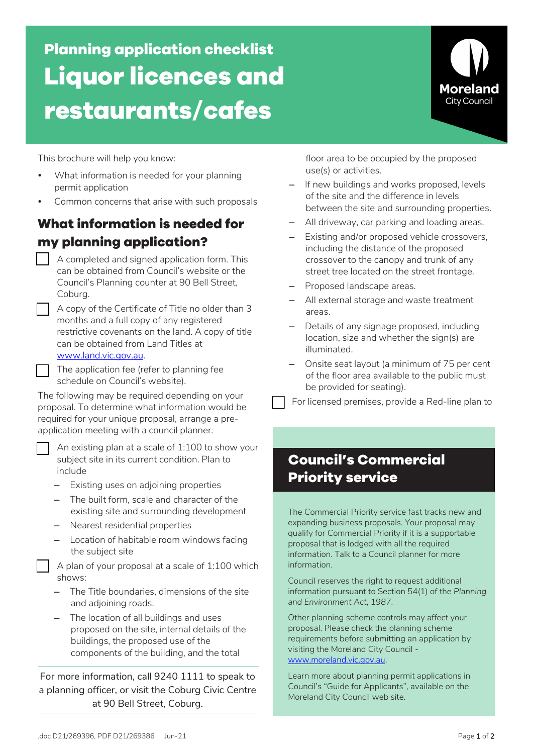# Planning application checklist

# Liquor licences and restaurants/cafes

Moreland City Council

This brochure will help you know:

- What information is needed for your planning permit application
- Common concerns that arise with such proposals

## What information is needed for my planning application?

- [ ] A completed and signed application form. This can be obtained from Council's website or the Council's Planning counter at 90 Bell Street, Coburg.
- [ ] A copy of the Certificate of Title no older than 3 months and a full copy of any registered restrictive covenants on the land. A copy of title can be obtained from Land Titles at www.land.vic.gov.au.
- [ ] The application fee (refer to planning fee schedule on Council's website).

The following may be required depending on your proposal. To determine what information would be required for your unique proposal, arrange a pre-application meeting with a council planner.

- [ ] An existing plan at a scale of 1:100 to show your subject site in its current condition. Plan to include
  - Existing uses on adjoining properties
  - The built form, scale and character of the existing site and surrounding development
  - Nearest residential properties
  - Location of habitable room windows facing the subject site
- [ ] A plan of your proposal at a scale of 1:100 which shows:
  - The Title boundaries, dimensions of the site and adjoining roads.
  - The location of all buildings and uses proposed on the site, internal details of the buildings, the proposed use of the components of the building, and the total floor area to be occupied by the proposed use(s) or activities.
  - If new buildings and works proposed, levels of the site and the difference in levels between the site and surrounding properties.
  - All driveway, car parking and loading areas.
  - Existing and/or proposed vehicle crossovers, including the distance of the proposed crossover to the canopy and trunk of any street tree located on the street frontage.
  - Proposed landscape areas.
  - All external storage and waste treatment areas.
  - Details of any signage proposed, including location, size and whether the sign(s) are illuminated.
  - Onsite seat layout (a minimum of 75 per cent of the floor area available to the public must be provided for seating).
- [ ] For licensed premises, provide a Red-line plan to

For more information, call 9240 1111 to speak to a planning officer, or visit the Coburg Civic Centre at 90 Bell Street, Coburg.

## Council's Commercial Priority service

The Commercial Priority service fast tracks new and expanding business proposals. Your proposal may qualify for Commercial Priority if it is a supportable proposal that is lodged with all the required information. Talk to a Council planner for more information.

Council reserves the right to request additional information pursuant to Section 54(1) of the *Planning and Environment Act, 1987*.

Other planning scheme controls may affect your proposal. Please check the planning scheme requirements before submitting an application by visiting the Moreland City Council - www.moreland.vic.gov.au.

Learn more about planning permit applications in Council's "Guide for Applicants", available on the Moreland City Council web site.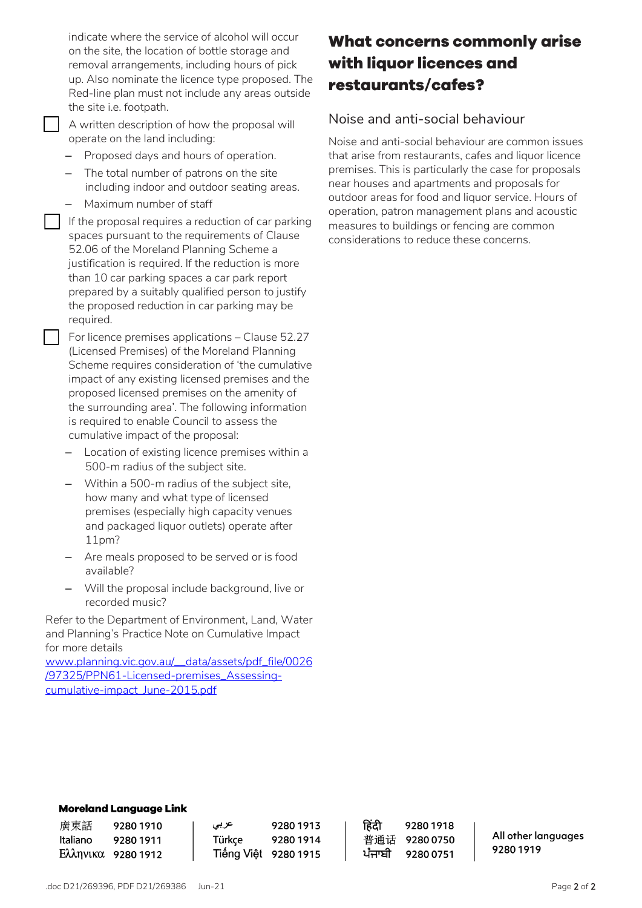indicate where the service of alcohol will occur on the site, the location of bottle storage and removal arrangements, including hours of pick up. Also nominate the licence type proposed. The Red-line plan must not include any areas outside the site i.e. footpath.

- [ ] A written description of how the proposal will operate on the land including:
  - Proposed days and hours of operation.
  - The total number of patrons on the site including indoor and outdoor seating areas.
  - Maximum number of staff
- [ ] If the proposal requires a reduction of car parking spaces pursuant to the requirements of Clause 52.06 of the Moreland Planning Scheme a justification is required. If the reduction is more than 10 car parking spaces a car park report prepared by a suitably qualified person to justify the proposed reduction in car parking may be required.
- [ ] For licence premises applications – Clause 52.27 (Licensed Premises) of the Moreland Planning Scheme requires consideration of 'the cumulative impact of any existing licensed premises and the proposed licensed premises on the amenity of the surrounding area'. The following information is required to enable Council to assess the cumulative impact of the proposal:
  - Location of existing licence premises within a 500-m radius of the subject site.
  - Within a 500-m radius of the subject site, how many and what type of licensed premises (especially high capacity venues and packaged liquor outlets) operate after 11pm?
  - Are meals proposed to be served or is food available?
  - Will the proposal include background, live or recorded music?

Refer to the Department of Environment, Land, Water and Planning's Practice Note on Cumulative Impact for more details
[www.planning.vic.gov.au/__data/assets/pdf_file/0026/97325/PPN61-Licensed-premises_Assessing-cumulative-impact_June-2015.pdf](www.planning.vic.gov.au/__data/assets/pdf_file/0026/97325/PPN61-Licensed-premises_Assessing-cumulative-impact_June-2015.pdf)

## What concerns commonly arise with liquor licences and restaurants/cafes?

### Noise and anti-social behaviour

Noise and anti-social behaviour are common issues that arise from restaurants, cafes and liquor licence premises. This is particularly the case for proposals near houses and apartments and proposals for outdoor areas for food and liquor service. Hours of operation, patron management plans and acoustic measures to buildings or fencing are common considerations to reduce these concerns.

**Moreland Language Link**

| | | | | | | | |
|---|---|---|---|---|---|---|---|
| 廣東話 | 9280 1910 | عربي | 9280 1913 | हिंदी | 9280 1918 | All other languages | 9280 1919 |
| Italiano | 9280 1911 | Türkçe | 9280 1914 | 普通话 | 9280 0750 | | |
| Ελληνικα | 9280 1912 | Tiếng Việt | 9280 1915 | ਪੰਜਾਬੀ | 9280 0751 | | |

.doc D21/269396, PDF D21/269386 Jun-21